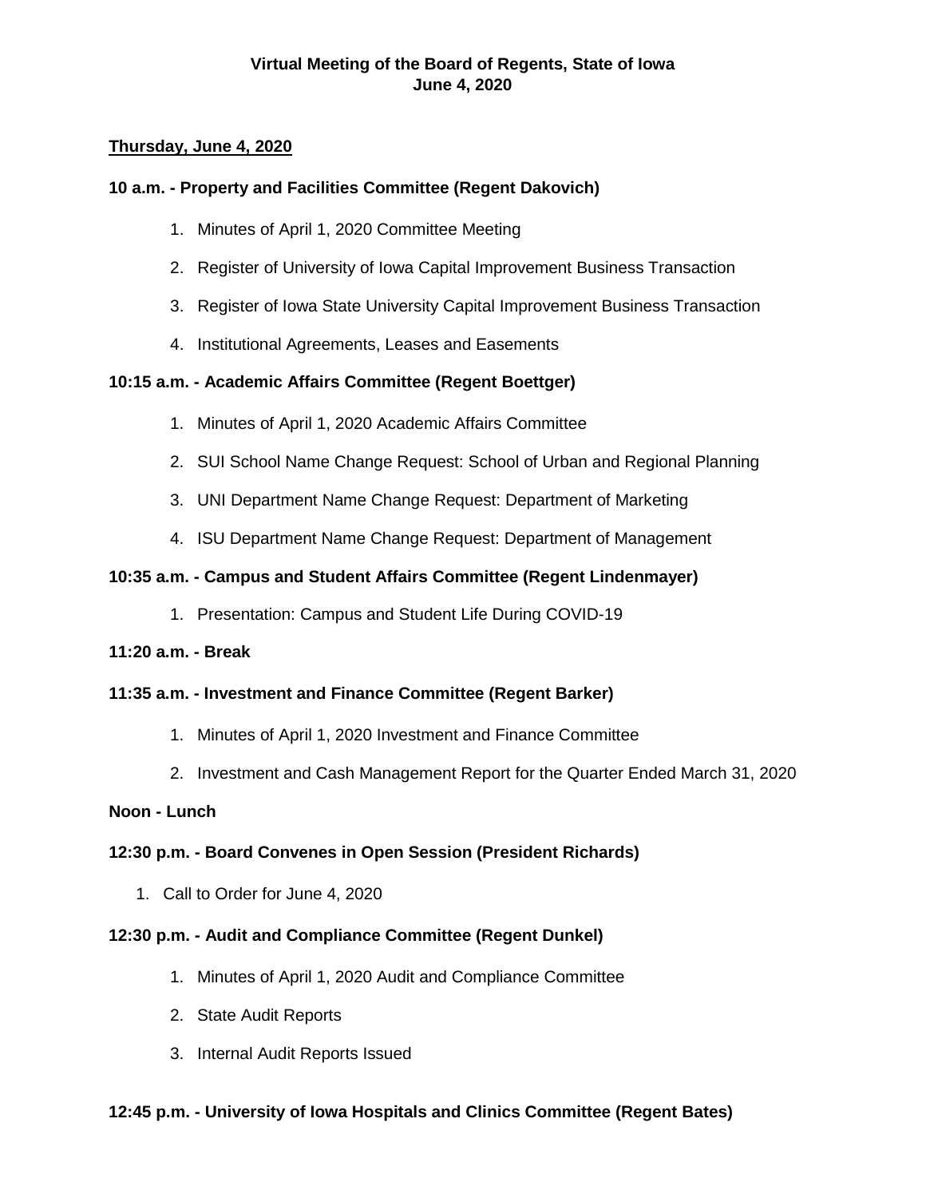**Virtual Meeting of the Board of Regents, State of Iowa**
**June 4, 2020**

**Thursday, June 4, 2020**

**10 a.m. - Property and Facilities Committee (Regent Dakovich)**

1. Minutes of April 1, 2020 Committee Meeting
2. Register of University of Iowa Capital Improvement Business Transaction
3. Register of Iowa State University Capital Improvement Business Transaction
4. Institutional Agreements, Leases and Easements

**10:15 a.m. - Academic Affairs Committee (Regent Boettger)**

1. Minutes of April 1, 2020 Academic Affairs Committee
2. SUI School Name Change Request: School of Urban and Regional Planning
3. UNI Department Name Change Request: Department of Marketing
4. ISU Department Name Change Request: Department of Management

**10:35 a.m. - Campus and Student Affairs Committee (Regent Lindenmayer)**

1. Presentation: Campus and Student Life During COVID-19

**11:20 a.m. - Break**

**11:35 a.m. - Investment and Finance Committee (Regent Barker)**

1. Minutes of April 1, 2020 Investment and Finance Committee
2. Investment and Cash Management Report for the Quarter Ended March 31, 2020

**Noon - Lunch**

**12:30 p.m. - Board Convenes in Open Session (President Richards)**

1. Call to Order for June 4, 2020

**12:30 p.m. - Audit and Compliance Committee (Regent Dunkel)**

1. Minutes of April 1, 2020 Audit and Compliance Committee
2. State Audit Reports
3. Internal Audit Reports Issued

**12:45 p.m. - University of Iowa Hospitals and Clinics Committee (Regent Bates)**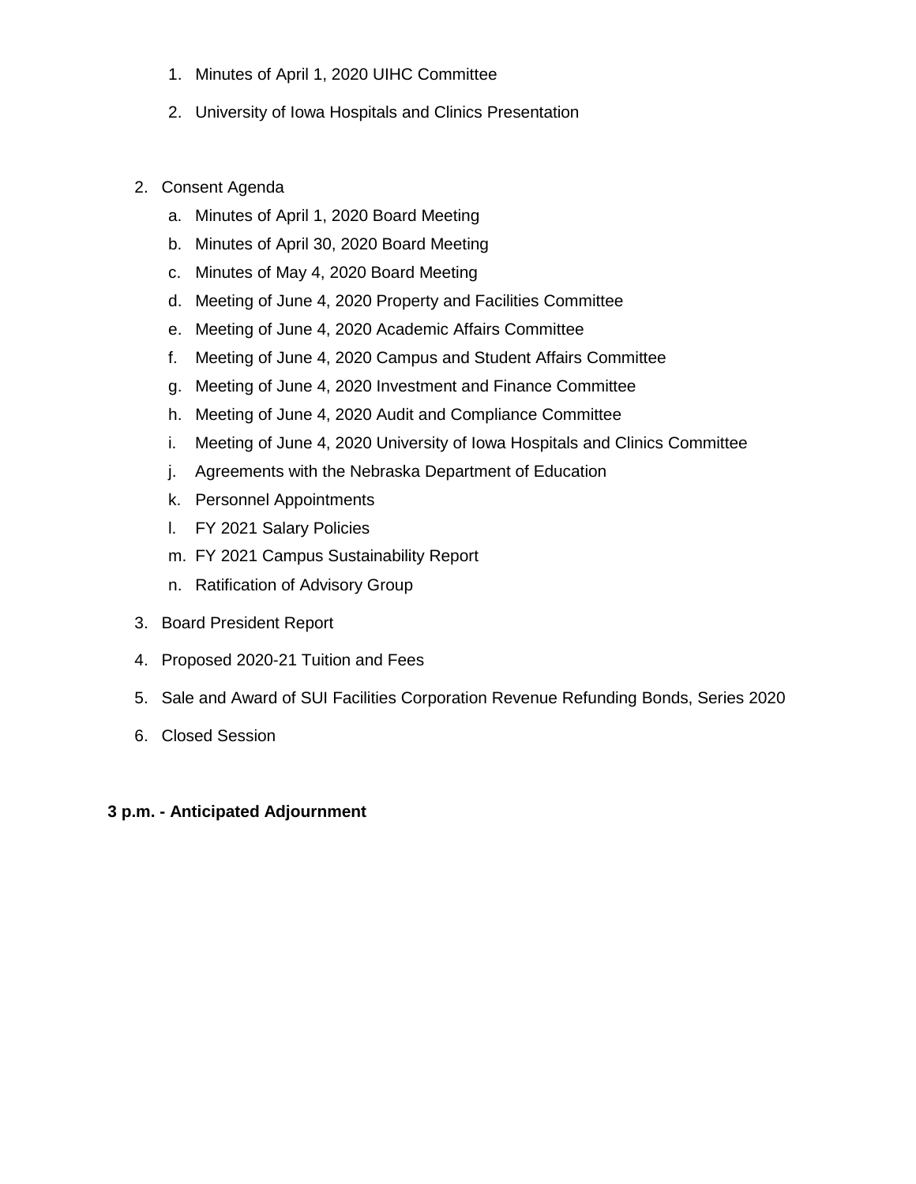1. Minutes of April 1, 2020 UIHC Committee
2. University of Iowa Hospitals and Clinics Presentation

2. Consent Agenda
    a. Minutes of April 1, 2020 Board Meeting
    b. Minutes of April 30, 2020 Board Meeting
    c. Minutes of May 4, 2020 Board Meeting
    d. Meeting of June 4, 2020 Property and Facilities Committee
    e. Meeting of June 4, 2020 Academic Affairs Committee
    f. Meeting of June 4, 2020 Campus and Student Affairs Committee
    g. Meeting of June 4, 2020 Investment and Finance Committee
    h. Meeting of June 4, 2020 Audit and Compliance Committee
    i. Meeting of June 4, 2020 University of Iowa Hospitals and Clinics Committee
    j. Agreements with the Nebraska Department of Education
    k. Personnel Appointments
    l. FY 2021 Salary Policies
    m. FY 2021 Campus Sustainability Report
    n. Ratification of Advisory Group
3. Board President Report
4. Proposed 2020-21 Tuition and Fees
5. Sale and Award of SUI Facilities Corporation Revenue Refunding Bonds, Series 2020
6. Closed Session

**3 p.m. - Anticipated Adjournment**